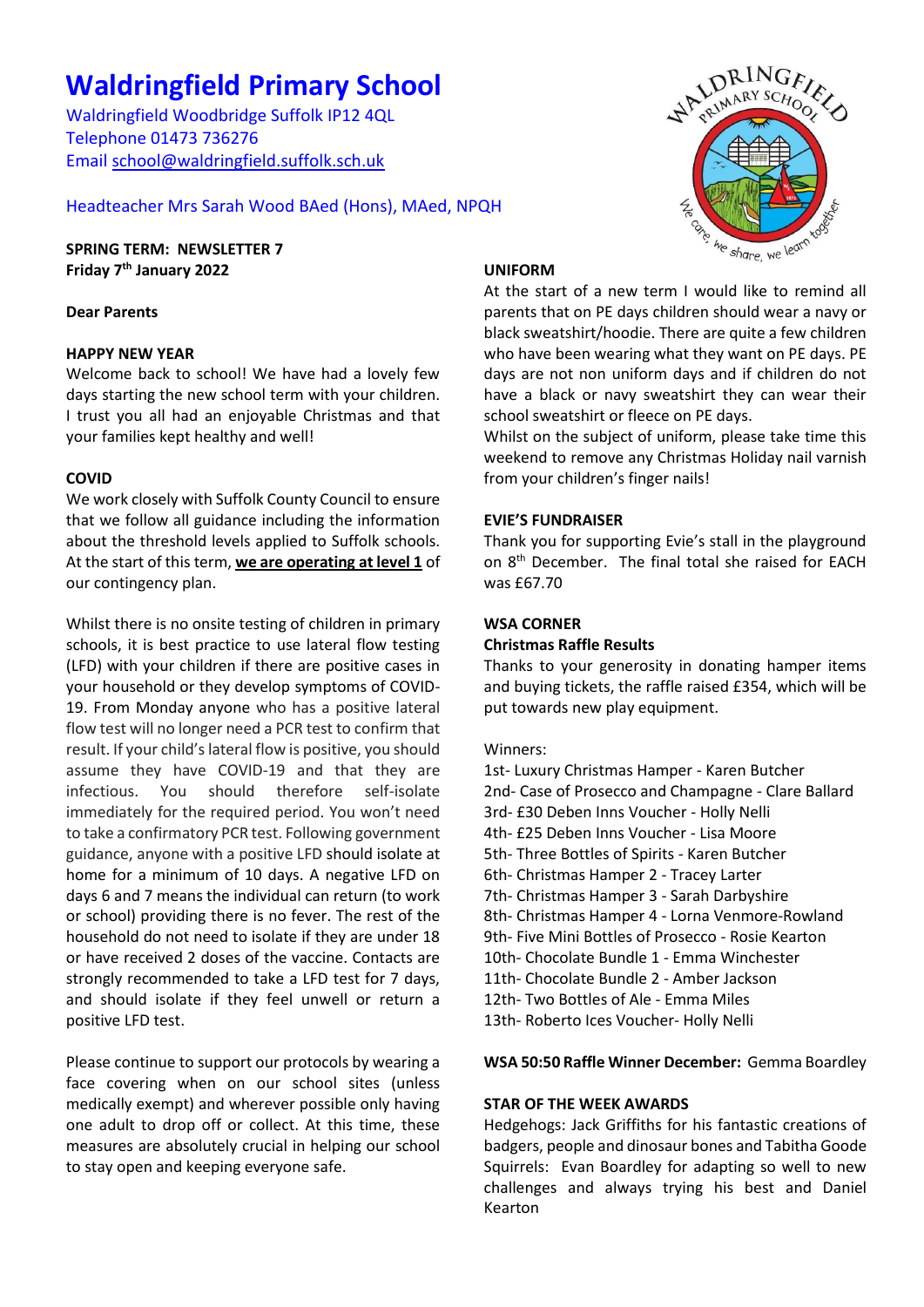# Waldringfield Primary School

Waldringfield Woodbridge Suffolk IP12 4QL
Telephone 01473 736276
Email school@waldringfield.suffolk.sch.uk

Headteacher Mrs Sarah Wood BAed (Hons), MAed, NPQH

**SPRING TERM: NEWSLETTER 7**
**Friday 7th January 2022**

**Dear Parents**

**HAPPY NEW YEAR**

Welcome back to school! We have had a lovely few days starting the new school term with your children. I trust you all had an enjoyable Christmas and that your families kept healthy and well!

**COVID**

We work closely with Suffolk County Council to ensure that we follow all guidance including the information about the threshold levels applied to Suffolk schools. At the start of this term, **we are operating at level 1** of our contingency plan.

Whilst there is no onsite testing of children in primary schools, it is best practice to use lateral flow testing (LFD) with your children if there are positive cases in your household or they develop symptoms of COVID-19. From Monday anyone who has a positive lateral flow test will no longer need a PCR test to confirm that result. If your child's lateral flow is positive, you should assume they have COVID-19 and that they are infectious. You should therefore self-isolate immediately for the required period. You won't need to take a confirmatory PCR test. Following government guidance, anyone with a positive LFD should isolate at home for a minimum of 10 days. A negative LFD on days 6 and 7 means the individual can return (to work or school) providing there is no fever. The rest of the household do not need to isolate if they are under 18 or have received 2 doses of the vaccine. Contacts are strongly recommended to take a LFD test for 7 days, and should isolate if they feel unwell or return a positive LFD test.

Please continue to support our protocols by wearing a face covering when on our school sites (unless medically exempt) and wherever possible only having one adult to drop off or collect. At this time, these measures are absolutely crucial in helping our school to stay open and keeping everyone safe.

**UNIFORM**

At the start of a new term I would like to remind all parents that on PE days children should wear a navy or black sweatshirt/hoodie. There are quite a few children who have been wearing what they want on PE days. PE days are not non uniform days and if children do not have a black or navy sweatshirt they can wear their school sweatshirt or fleece on PE days.

Whilst on the subject of uniform, please take time this weekend to remove any Christmas Holiday nail varnish from your children's finger nails!

**EVIE'S FUNDRAISER**

Thank you for supporting Evie's stall in the playground on 8th December. The final total she raised for EACH was £67.70

**WSA CORNER**

**Christmas Raffle Results**

Thanks to your generosity in donating hamper items and buying tickets, the raffle raised £354, which will be put towards new play equipment.

Winners:

1st- Luxury Christmas Hamper - Karen Butcher
2nd- Case of Prosecco and Champagne - Clare Ballard
3rd- £30 Deben Inns Voucher - Holly Nelli
4th- £25 Deben Inns Voucher - Lisa Moore
5th- Three Bottles of Spirits - Karen Butcher
6th- Christmas Hamper 2 - Tracey Larter
7th- Christmas Hamper 3 - Sarah Darbyshire
8th- Christmas Hamper 4 - Lorna Venmore-Rowland
9th- Five Mini Bottles of Prosecco - Rosie Kearton
10th- Chocolate Bundle 1 - Emma Winchester
11th- Chocolate Bundle 2 - Amber Jackson
12th- Two Bottles of Ale - Emma Miles
13th- Roberto Ices Voucher- Holly Nelli

**WSA 50:50 Raffle Winner December:** Gemma Boardley

**STAR OF THE WEEK AWARDS**

Hedgehogs: Jack Griffiths for his fantastic creations of badgers, people and dinosaur bones and Tabitha Goode
Squirrels: Evan Boardley for adapting so well to new challenges and always trying his best and Daniel Kearton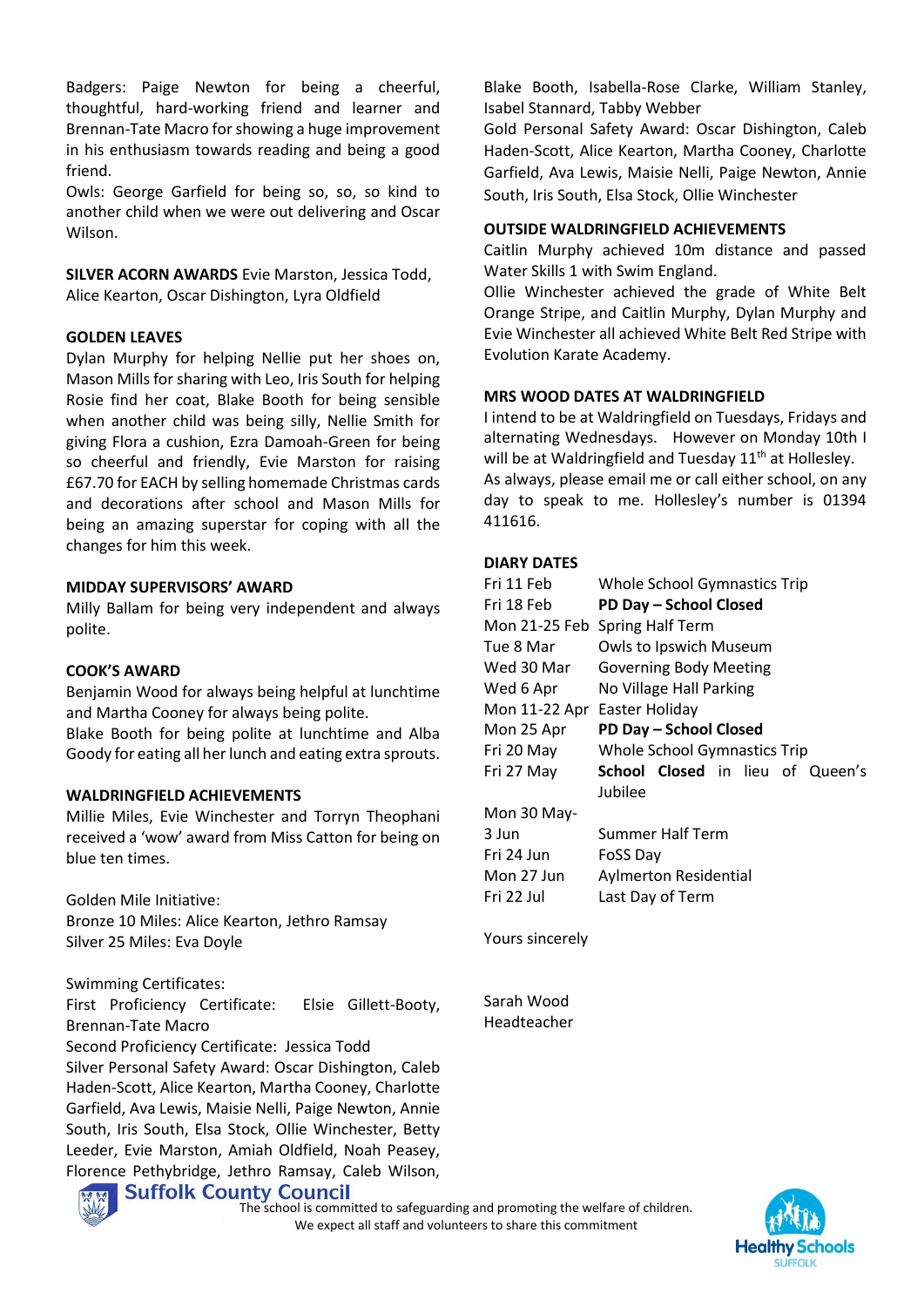Badgers: Paige Newton for being a cheerful, thoughtful, hard-working friend and learner and Brennan-Tate Macro for showing a huge improvement in his enthusiasm towards reading and being a good friend.
Owls: George Garfield for being so, so, so kind to another child when we were out delivering and Oscar Wilson.

**SILVER ACORN AWARDS** Evie Marston, Jessica Todd, Alice Kearton, Oscar Dishington, Lyra Oldfield

**GOLDEN LEAVES**
Dylan Murphy for helping Nellie put her shoes on, Mason Mills for sharing with Leo, Iris South for helping Rosie find her coat, Blake Booth for being sensible when another child was being silly, Nellie Smith for giving Flora a cushion, Ezra Damoah-Green for being so cheerful and friendly, Evie Marston for raising £67.70 for EACH by selling homemade Christmas cards and decorations after school and Mason Mills for being an amazing superstar for coping with all the changes for him this week.

**MIDDAY SUPERVISORS' AWARD**
Milly Ballam for being very independent and always polite.

**COOK'S AWARD**
Benjamin Wood for always being helpful at lunchtime and Martha Cooney for always being polite.
Blake Booth for being polite at lunchtime and Alba Goody for eating all her lunch and eating extra sprouts.

**WALDRINGFIELD ACHIEVEMENTS**
Millie Miles, Evie Winchester and Torryn Theophani received a 'wow' award from Miss Catton for being on blue ten times.

Golden Mile Initiative:
Bronze 10 Miles: Alice Kearton, Jethro Ramsay
Silver 25 Miles: Eva Doyle

Swimming Certificates:
First Proficiency Certificate: Elsie Gillett-Booty, Brennan-Tate Macro
Second Proficiency Certificate: Jessica Todd
Silver Personal Safety Award: Oscar Dishington, Caleb Haden-Scott, Alice Kearton, Martha Cooney, Charlotte Garfield, Ava Lewis, Maisie Nelli, Paige Newton, Annie South, Iris South, Elsa Stock, Ollie Winchester, Betty Leeder, Evie Marston, Amiah Oldfield, Noah Peasey, Florence Pethybridge, Jethro Ramsay, Caleb Wilson, Blake Booth, Isabella-Rose Clarke, William Stanley, Isabel Stannard, Tabby Webber
Gold Personal Safety Award: Oscar Dishington, Caleb Haden-Scott, Alice Kearton, Martha Cooney, Charlotte Garfield, Ava Lewis, Maisie Nelli, Paige Newton, Annie South, Iris South, Elsa Stock, Ollie Winchester

**OUTSIDE WALDRINGFIELD ACHIEVEMENTS**
Caitlin Murphy achieved 10m distance and passed Water Skills 1 with Swim England.
Ollie Winchester achieved the grade of White Belt Orange Stripe, and Caitlin Murphy, Dylan Murphy and Evie Winchester all achieved White Belt Red Stripe with Evolution Karate Academy.

**MRS WOOD DATES AT WALDRINGFIELD**
I intend to be at Waldringfield on Tuesdays, Fridays and alternating Wednesdays. However on Monday 10th I will be at Waldringfield and Tuesday 11th at Hollesley.
As always, please email me or call either school, on any day to speak to me. Hollesley's number is 01394 411616.

**DIARY DATES**

| | |
|---|---|
| Fri 11 Feb | Whole School Gymnastics Trip |
| Fri 18 Feb | **PD Day – School Closed** |
| Mon 21-25 Feb | Spring Half Term |
| Tue 8 Mar | Owls to Ipswich Museum |
| Wed 30 Mar | Governing Body Meeting |
| Wed 6 Apr | No Village Hall Parking |
| Mon 11-22 Apr | Easter Holiday |
| Mon 25 Apr | **PD Day – School Closed** |
| Fri 20 May | Whole School Gymnastics Trip |
| Fri 27 May | **School Closed** in lieu of Queen's Jubilee |
| Mon 30 May-3 Jun | Summer Half Term |
| Fri 24 Jun | FoSS Day |
| Mon 27 Jun | Aylmerton Residential |
| Fri 22 Jul | Last Day of Term |

Yours sincerely

Sarah Wood
Headteacher

The school is committed to safeguarding and promoting the welfare of children.
We expect all staff and volunteers to share this commitment